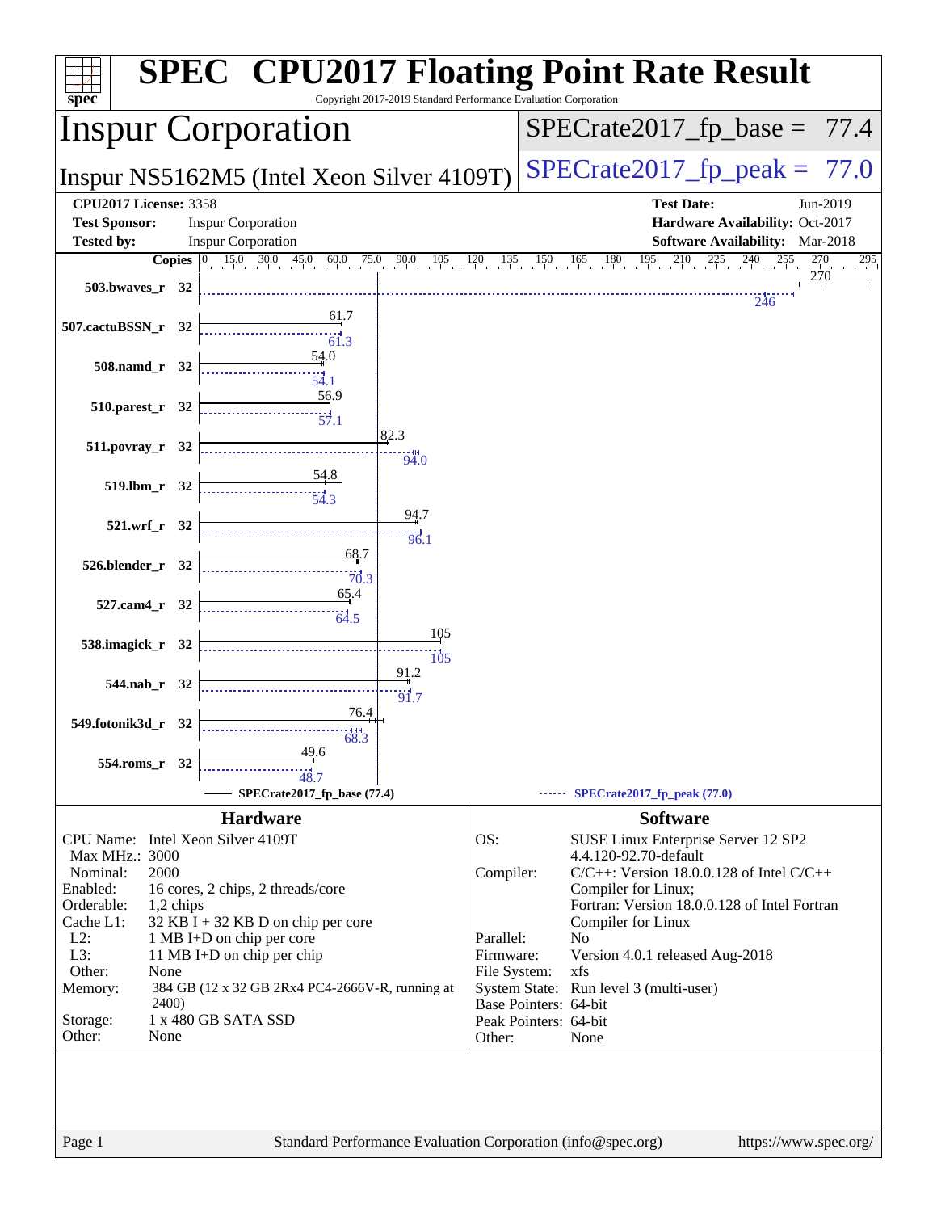# SPEC CPU2017 Floating Point Rate Result

Copyright 2017-2019 Standard Performance Evaluation Corporation

## Inspur Corporation

Inspur NS5162M5 (Intel Xeon Silver 4109T)

SPECrate2017_fp_base = 77.4

SPECrate2017_fp_peak = 77.0

**CPU2017 License:** 3358
**Test Sponsor:** Inspur Corporation
**Tested by:** Inspur Corporation

**Test Date:** Jun-2019
**Hardware Availability:** Oct-2017
**Software Availability:** Mar-2018

| Benchmark | Copies | Base | Peak |
|---|---|---|---|
| 503.bwaves_r | 32 | 270 | 246 |
| 507.cactuBSSN_r | 32 | 61.7 | 61.3 |
| 508.namd_r | 32 | 54.0 | 54.1 |
| 510.parest_r | 32 | 56.9 | 57.1 |
| 511.povray_r | 32 | 82.3 | 94.0 |
| 519.lbm_r | 32 | 54.8 | 54.3 |
| 521.wrf_r | 32 | 94.7 | 96.1 |
| 526.blender_r | 32 | 68.7 | 70.3 |
| 527.cam4_r | 32 | 65.4 | 64.5 |
| 538.imagick_r | 32 | 105 | 105 |
| 544.nab_r | 32 | 91.2 | 91.7 |
| 549.fotonik3d_r | 32 | 76.4 | 68.3 |
| 554.roms_r | 32 | 49.6 | 48.7 |

SPECrate2017_fp_base (77.4) — SPECrate2017_fp_peak (77.0)

## Hardware

| | |
|---|---|
| CPU Name: | Intel Xeon Silver 4109T |
| Max MHz.: | 3000 |
| Nominal: | 2000 |
| Enabled: | 16 cores, 2 chips, 2 threads/core |
| Orderable: | 1,2 chips |
| Cache L1: | 32 KB I + 32 KB D on chip per core |
| L2: | 1 MB I+D on chip per core |
| L3: | 11 MB I+D on chip per chip |
| Other: | None |
| Memory: | 384 GB (12 x 32 GB 2Rx4 PC4-2666V-R, running at 2400) |
| Storage: | 1 x 480 GB SATA SSD |
| Other: | None |

## Software

| | |
|---|---|
| OS: | SUSE Linux Enterprise Server 12 SP2 4.4.120-92.70-default |
| Compiler: | C/C++: Version 18.0.0.128 of Intel C/C++ Compiler for Linux; Fortran: Version 18.0.0.128 of Intel Fortran Compiler for Linux |
| Parallel: | No |
| Firmware: | Version 4.0.1 released Aug-2018 |
| File System: | xfs |
| System State: | Run level 3 (multi-user) |
| Base Pointers: | 64-bit |
| Peak Pointers: | 64-bit |
| Other: | None |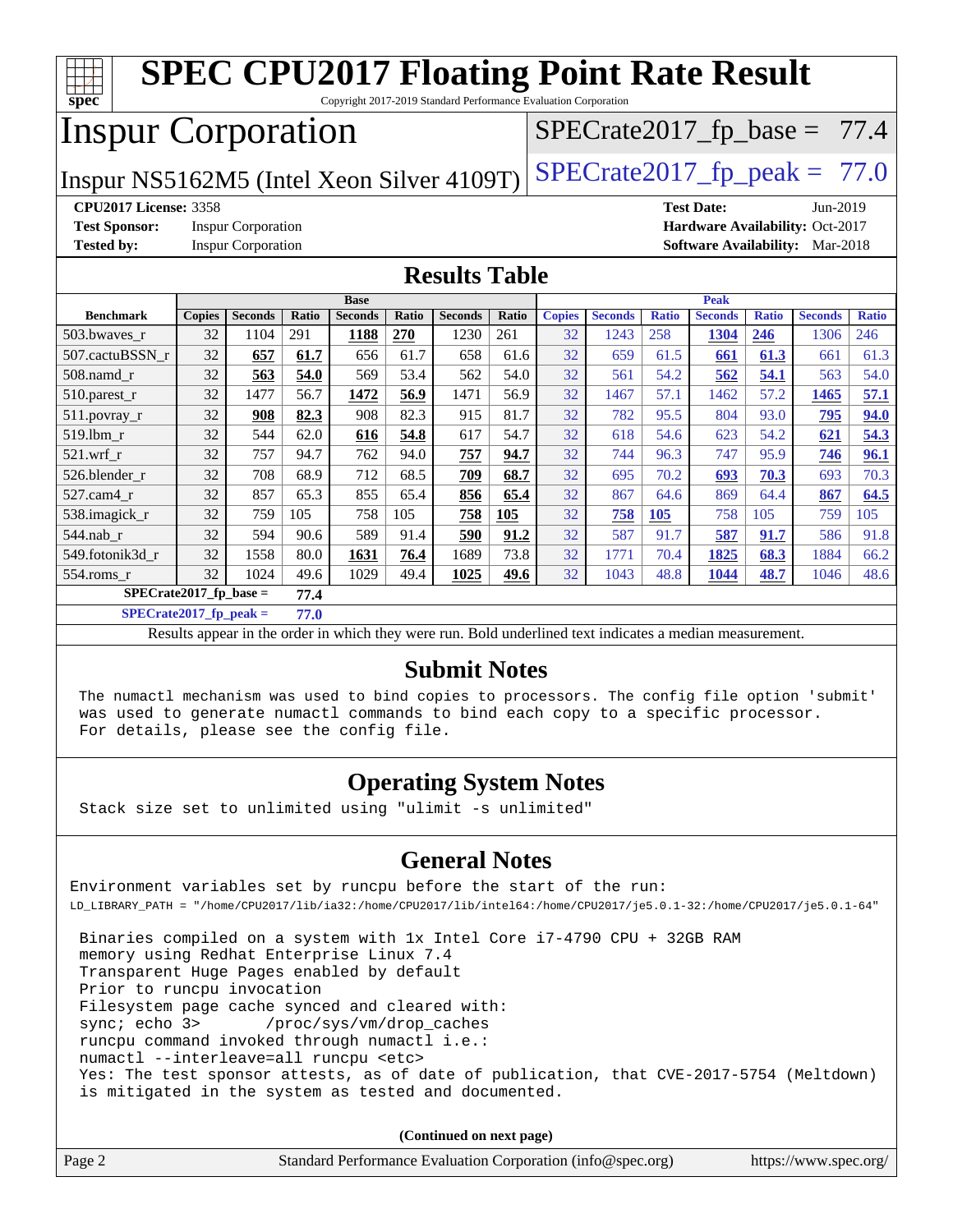# SPEC CPU2017 Floating Point Rate Result

Copyright 2017-2019 Standard Performance Evaluation Corporation

## Inspur Corporation

Inspur NS5162M5 (Intel Xeon Silver 4109T)

SPECrate2017_fp_base = 77.4

SPECrate2017_fp_peak = 77.0

**CPU2017 License:** 3358
**Test Sponsor:** Inspur Corporation
**Tested by:** Inspur Corporation

**Test Date:** Jun-2019
**Hardware Availability:** Oct-2017
**Software Availability:** Mar-2018

## Results Table

| Benchmark | Base | | | | | | | Peak | | | | | | |
|---|---|---|---|---|---|---|---|---|---|---|---|---|---|---|
| | Copies | Seconds | Ratio | Seconds | Ratio | Seconds | Ratio | Copies | Seconds | Ratio | Seconds | Ratio | Seconds | Ratio |
| 503.bwaves_r | 32 | 1104 | 291 | **1188** | **270** | 1230 | 261 | 32 | 1243 | 258 | **1304** | **246** | 1306 | 246 |
| 507.cactuBSSN_r | 32 | **657** | **61.7** | 656 | 61.7 | 658 | 61.6 | 32 | 659 | 61.5 | **661** | **61.3** | 661 | 61.3 |
| 508.namd_r | 32 | **563** | **54.0** | 569 | 53.4 | 562 | 54.0 | 32 | 561 | 54.2 | **562** | **54.1** | 563 | 54.0 |
| 510.parest_r | 32 | 1477 | 56.7 | **1472** | **56.9** | 1471 | 56.9 | 32 | 1467 | 57.1 | 1462 | 57.2 | **1465** | **57.1** |
| 511.povray_r | 32 | **908** | **82.3** | 908 | 82.3 | 915 | 81.7 | 32 | 782 | 95.5 | 804 | 93.0 | **795** | **94.0** |
| 519.lbm_r | 32 | 544 | 62.0 | **616** | **54.8** | 617 | 54.7 | 32 | 618 | 54.6 | 623 | 54.2 | **621** | **54.3** |
| 521.wrf_r | 32 | 757 | 94.7 | 762 | 94.0 | **757** | **94.7** | 32 | 744 | 96.3 | 747 | 95.9 | **746** | **96.1** |
| 526.blender_r | 32 | 708 | 68.9 | 712 | 68.5 | **709** | **68.7** | 32 | 695 | 70.2 | **693** | **70.3** | 693 | 70.3 |
| 527.cam4_r | 32 | 857 | 65.3 | 855 | 65.4 | **856** | **65.4** | 32 | 867 | 64.6 | 869 | 64.4 | **867** | **64.5** |
| 538.imagick_r | 32 | 759 | 105 | 758 | 105 | **758** | **105** | 32 | **758** | **105** | 758 | 105 | 759 | 105 |
| 544.nab_r | 32 | 594 | 90.6 | 589 | 91.4 | **590** | **91.2** | 32 | 587 | 91.7 | **587** | **91.7** | 586 | 91.8 |
| 549.fotonik3d_r | 32 | 1558 | 80.0 | **1631** | **76.4** | 1689 | 73.8 | 32 | 1771 | 70.4 | **1825** | **68.3** | 1884 | 66.2 |
| 554.roms_r | 32 | 1024 | 49.6 | 1029 | 49.4 | **1025** | **49.6** | 32 | 1043 | 48.8 | **1044** | **48.7** | 1046 | 48.6 |

**SPECrate2017_fp_base = 77.4**

**SPECrate2017_fp_peak = 77.0**

Results appear in the order in which they were run. Bold underlined text indicates a median measurement.

## Submit Notes

```
The numactl mechanism was used to bind copies to processors. The config file option 'submit'
was used to generate numactl commands to bind each copy to a specific processor.
For details, please see the config file.
```

## Operating System Notes

```
Stack size set to unlimited using "ulimit -s unlimited"
```

## General Notes

```
Environment variables set by runcpu before the start of the run:
LD_LIBRARY_PATH = "/home/CPU2017/lib/ia32:/home/CPU2017/lib/intel64:/home/CPU2017/je5.0.1-32:/home/CPU2017/je5.0.1-64"

 Binaries compiled on a system with 1x Intel Core i7-4790 CPU + 32GB RAM
 memory using Redhat Enterprise Linux 7.4
 Transparent Huge Pages enabled by default
 Prior to runcpu invocation
 Filesystem page cache synced and cleared with:
 sync; echo 3>       /proc/sys/vm/drop_caches
 runcpu command invoked through numactl i.e.:
 numactl --interleave=all runcpu <etc>
 Yes: The test sponsor attests, as of date of publication, that CVE-2017-5754 (Meltdown)
 is mitigated in the system as tested and documented.
```

(Continued on next page)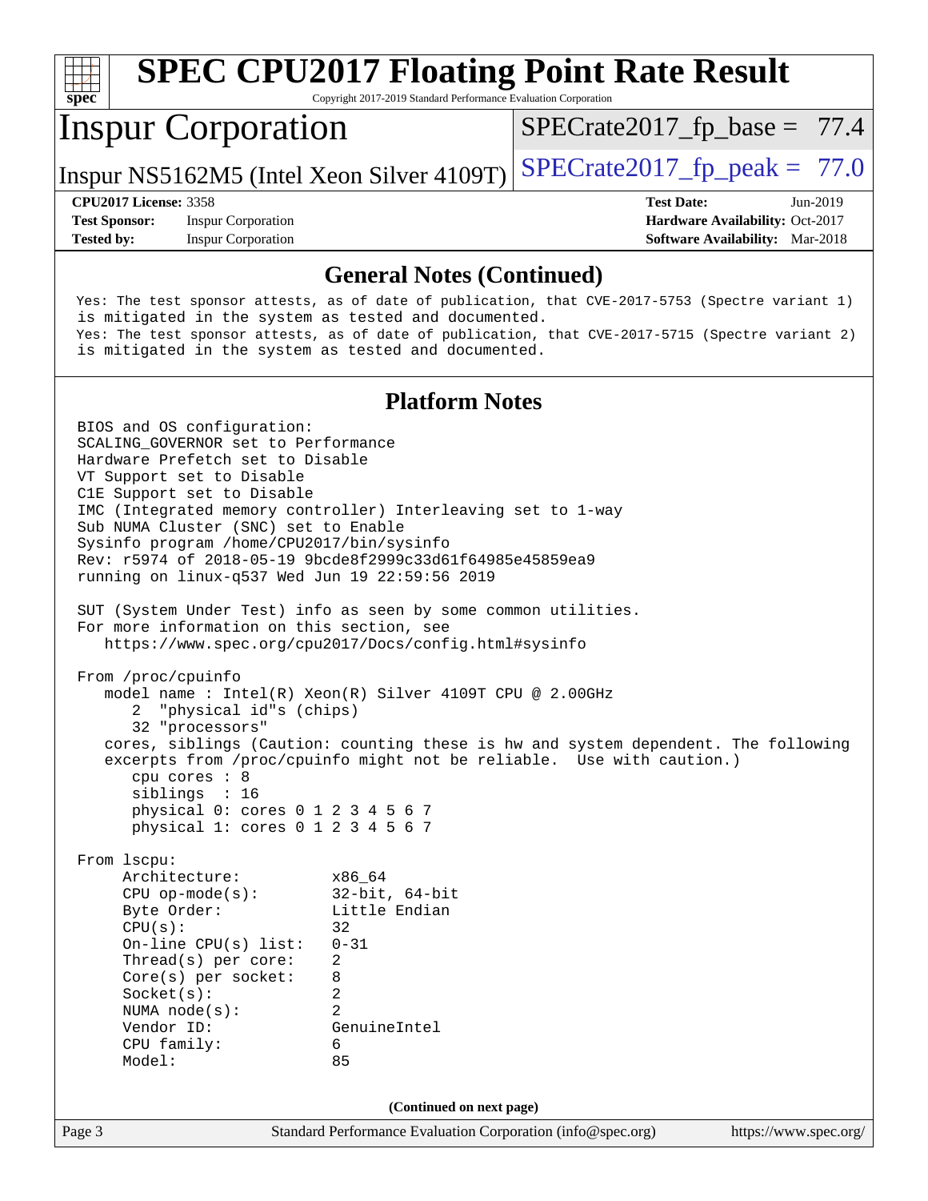# SPEC CPU2017 Floating Point Rate Result

Copyright 2017-2019 Standard Performance Evaluation Corporation

## Inspur Corporation

Inspur NS5162M5 (Intel Xeon Silver 4109T)

SPECrate2017_fp_base = 77.4

SPECrate2017_fp_peak = 77.0

**CPU2017 License:** 3358
**Test Sponsor:** Inspur Corporation
**Tested by:** Inspur Corporation

**Test Date:** Jun-2019
**Hardware Availability:** Oct-2017
**Software Availability:** Mar-2018

## General Notes (Continued)

```
Yes: The test sponsor attests, as of date of publication, that CVE-2017-5753 (Spectre variant 1)
is mitigated in the system as tested and documented.
Yes: The test sponsor attests, as of date of publication, that CVE-2017-5715 (Spectre variant 2)
is mitigated in the system as tested and documented.
```

## Platform Notes

```
BIOS and OS configuration:
SCALING_GOVERNOR set to Performance
Hardware Prefetch set to Disable
VT Support set to Disable
C1E Support set to Disable
IMC (Integrated memory controller) Interleaving set to 1-way
Sub NUMA Cluster (SNC) set to Enable
Sysinfo program /home/CPU2017/bin/sysinfo
Rev: r5974 of 2018-05-19 9bcde8f2999c33d61f64985e45859ea9
running on linux-q537 Wed Jun 19 22:59:56 2019

SUT (System Under Test) info as seen by some common utilities.
For more information on this section, see
   https://www.spec.org/cpu2017/Docs/config.html#sysinfo

From /proc/cpuinfo
   model name : Intel(R) Xeon(R) Silver 4109T CPU @ 2.00GHz
      2  "physical id"s (chips)
      32 "processors"
   cores, siblings (Caution: counting these is hw and system dependent. The following
   excerpts from /proc/cpuinfo might not be reliable.  Use with caution.)
      cpu cores : 8
      siblings  : 16
      physical 0: cores 0 1 2 3 4 5 6 7
      physical 1: cores 0 1 2 3 4 5 6 7

From lscpu:
     Architecture:          x86_64
     CPU op-mode(s):        32-bit, 64-bit
     Byte Order:            Little Endian
     CPU(s):                32
     On-line CPU(s) list:   0-31
     Thread(s) per core:    2
     Core(s) per socket:    8
     Socket(s):             2
     NUMA node(s):          2
     Vendor ID:             GenuineIntel
     CPU family:            6
     Model:                 85
```

(Continued on next page)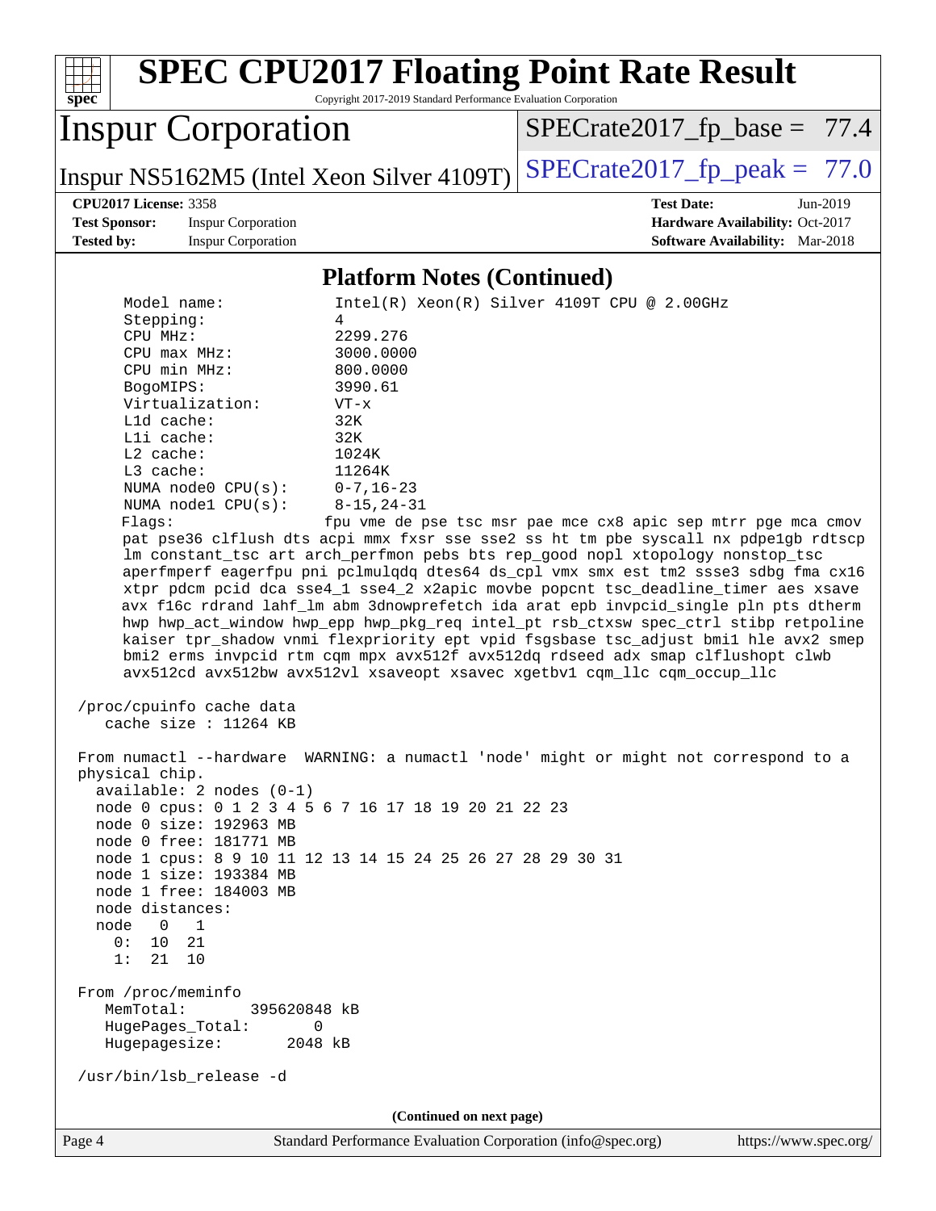# SPEC CPU2017 Floating Point Rate Result

Copyright 2017-2019 Standard Performance Evaluation Corporation

## Inspur Corporation

Inspur NS5162M5 (Intel Xeon Silver 4109T)

SPECrate2017_fp_base = 77.4

SPECrate2017_fp_peak = 77.0

**CPU2017 License:** 3358
**Test Sponsor:** Inspur Corporation
**Tested by:** Inspur Corporation

**Test Date:** Jun-2019
**Hardware Availability:** Oct-2017
**Software Availability:** Mar-2018

### Platform Notes (Continued)

```
     Model name:            Intel(R) Xeon(R) Silver 4109T CPU @ 2.00GHz
     Stepping:              4
     CPU MHz:               2299.276
     CPU max MHz:           3000.0000
     CPU min MHz:           800.0000
     BogoMIPS:              3990.61
     Virtualization:        VT-x
     L1d cache:             32K
     L1i cache:             32K
     L2 cache:              1024K
     L3 cache:              11264K
     NUMA node0 CPU(s):     0-7,16-23
     NUMA node1 CPU(s):     8-15,24-31
     Flags:                 fpu vme de pse tsc msr pae mce cx8 apic sep mtrr pge mca cmov
     pat pse36 clflush dts acpi mmx fxsr sse sse2 ss ht tm pbe syscall nx pdpe1gb rdtscp
     lm constant_tsc art arch_perfmon pebs bts rep_good nopl xtopology nonstop_tsc
     aperfmperf eagerfpu pni pclmulqdq dtes64 ds_cpl vmx smx est tm2 ssse3 sdbg fma cx16
     xtpr pdcm pcid dca sse4_1 sse4_2 x2apic movbe popcnt tsc_deadline_timer aes xsave
     avx f16c rdrand lahf_lm abm 3dnowprefetch ida arat epb invpcid_single pln pts dtherm
     hwp hwp_act_window hwp_epp hwp_pkg_req intel_pt rsb_ctxsw spec_ctrl stibp retpoline
     kaiser tpr_shadow vnmi flexpriority ept vpid fsgsbase tsc_adjust bmi1 hle avx2 smep
     bmi2 erms invpcid rtm cqm mpx avx512f avx512dq rdseed adx smap clflushopt clwb
     avx512cd avx512bw avx512vl xsaveopt xsavec xgetbv1 cqm_llc cqm_occup_llc

 /proc/cpuinfo cache data
    cache size : 11264 KB

 From numactl --hardware  WARNING: a numactl 'node' might or might not correspond to a
 physical chip.
   available: 2 nodes (0-1)
   node 0 cpus: 0 1 2 3 4 5 6 7 16 17 18 19 20 21 22 23
   node 0 size: 192963 MB
   node 0 free: 181771 MB
   node 1 cpus: 8 9 10 11 12 13 14 15 24 25 26 27 28 29 30 31
   node 1 size: 193384 MB
   node 1 free: 184003 MB
   node distances:
   node   0   1
     0:  10  21
     1:  21  10

 From /proc/meminfo
    MemTotal:       395620848 kB
    HugePages_Total:       0
    Hugepagesize:       2048 kB

 /usr/bin/lsb_release -d
```

(Continued on next page)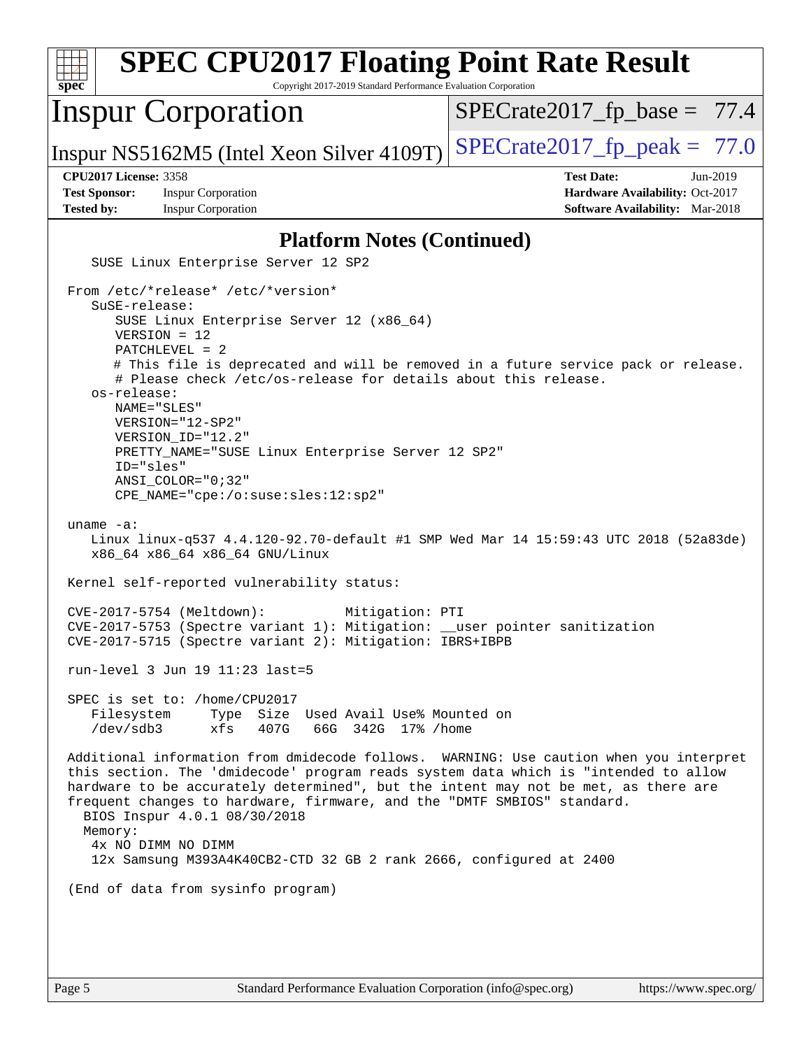## Platform Notes (Continued)

```
   SUSE Linux Enterprise Server 12 SP2

From /etc/*release* /etc/*version*
   SuSE-release:
      SUSE Linux Enterprise Server 12 (x86_64)
      VERSION = 12
      PATCHLEVEL = 2
      # This file is deprecated and will be removed in a future service pack or release.
      # Please check /etc/os-release for details about this release.
   os-release:
      NAME="SLES"
      VERSION="12-SP2"
      VERSION_ID="12.2"
      PRETTY_NAME="SUSE Linux Enterprise Server 12 SP2"
      ID="sles"
      ANSI_COLOR="0;32"
      CPE_NAME="cpe:/o:suse:sles:12:sp2"

uname -a:
   Linux linux-q537 4.4.120-92.70-default #1 SMP Wed Mar 14 15:59:43 UTC 2018 (52a83de)
   x86_64 x86_64 x86_64 GNU/Linux

Kernel self-reported vulnerability status:

CVE-2017-5754 (Meltdown):          Mitigation: PTI
CVE-2017-5753 (Spectre variant 1): Mitigation: __user pointer sanitization
CVE-2017-5715 (Spectre variant 2): Mitigation: IBRS+IBPB

run-level 3 Jun 19 11:23 last=5

SPEC is set to: /home/CPU2017
   Filesystem     Type  Size  Used Avail Use% Mounted on
   /dev/sdb3      xfs   407G   66G  342G  17% /home

Additional information from dmidecode follows.  WARNING: Use caution when you interpret
this section. The 'dmidecode' program reads system data which is "intended to allow
hardware to be accurately determined", but the intent may not be met, as there are
frequent changes to hardware, firmware, and the "DMTF SMBIOS" standard.
  BIOS Inspur 4.0.1 08/30/2018
  Memory:
    4x NO DIMM NO DIMM
    12x Samsung M393A4K40CB2-CTD 32 GB 2 rank 2666, configured at 2400

(End of data from sysinfo program)
```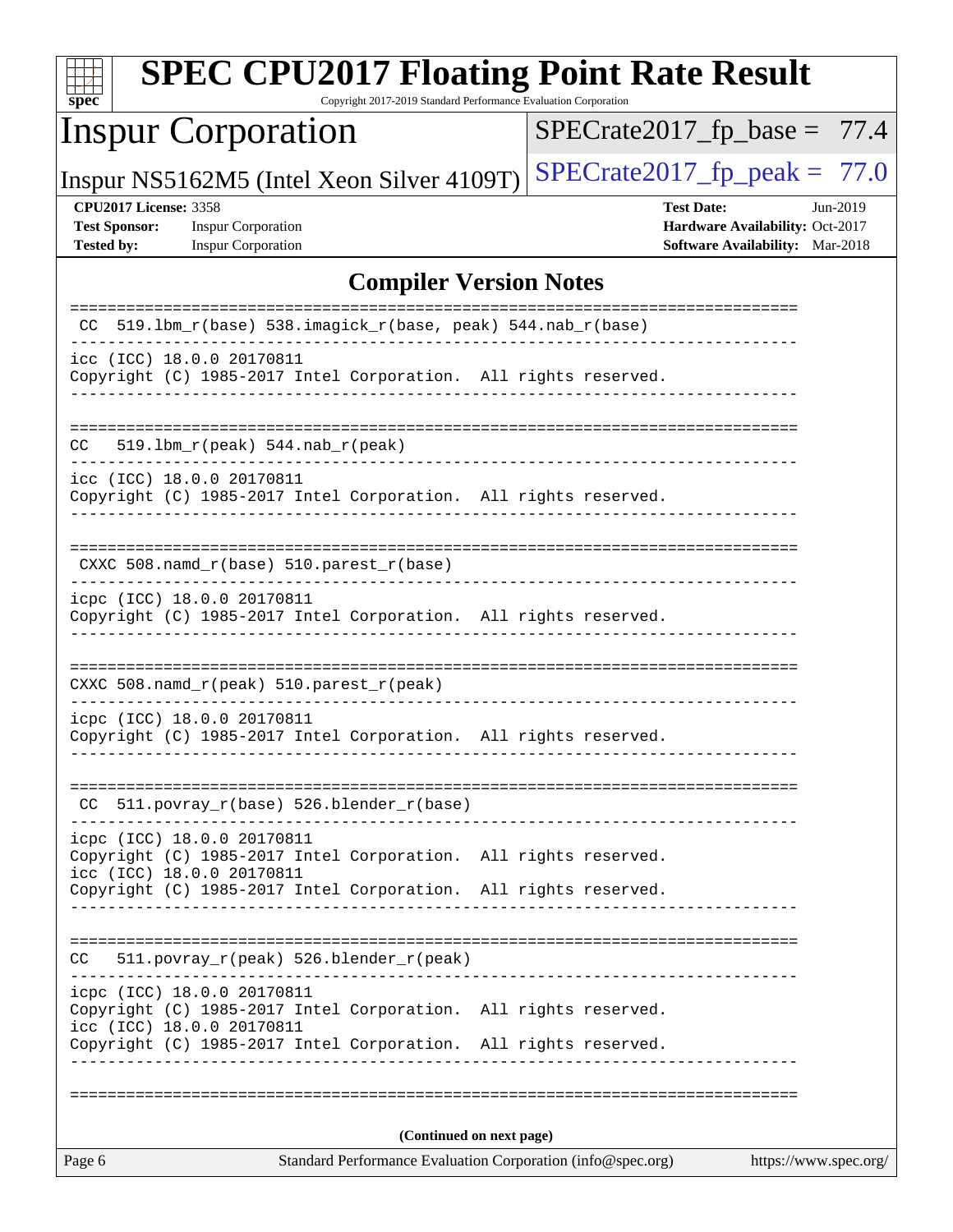# SPEC CPU2017 Floating Point Rate Result

Copyright 2017-2019 Standard Performance Evaluation Corporation

## Inspur Corporation

Inspur NS5162M5 (Intel Xeon Silver 4109T)

SPECrate2017_fp_base = 77.4

SPECrate2017_fp_peak = 77.0

**CPU2017 License:** 3358
**Test Sponsor:** Inspur Corporation
**Tested by:** Inspur Corporation

**Test Date:** Jun-2019
**Hardware Availability:** Oct-2017
**Software Availability:** Mar-2018

### Compiler Version Notes

```
==============================================================================
 CC  519.lbm_r(base) 538.imagick_r(base, peak) 544.nab_r(base)
------------------------------------------------------------------------------
icc (ICC) 18.0.0 20170811
Copyright (C) 1985-2017 Intel Corporation.  All rights reserved.
------------------------------------------------------------------------------

==============================================================================
 CC   519.lbm_r(peak) 544.nab_r(peak)
------------------------------------------------------------------------------
icc (ICC) 18.0.0 20170811
Copyright (C) 1985-2017 Intel Corporation.  All rights reserved.
------------------------------------------------------------------------------

==============================================================================
 CXXC 508.namd_r(base) 510.parest_r(base)
------------------------------------------------------------------------------
icpc (ICC) 18.0.0 20170811
Copyright (C) 1985-2017 Intel Corporation.  All rights reserved.
------------------------------------------------------------------------------

==============================================================================
 CXXC 508.namd_r(peak) 510.parest_r(peak)
------------------------------------------------------------------------------
icpc (ICC) 18.0.0 20170811
Copyright (C) 1985-2017 Intel Corporation.  All rights reserved.
------------------------------------------------------------------------------

==============================================================================
 CC  511.povray_r(base) 526.blender_r(base)
------------------------------------------------------------------------------
icpc (ICC) 18.0.0 20170811
Copyright (C) 1985-2017 Intel Corporation.  All rights reserved.
icc (ICC) 18.0.0 20170811
Copyright (C) 1985-2017 Intel Corporation.  All rights reserved.
------------------------------------------------------------------------------

==============================================================================
 CC   511.povray_r(peak) 526.blender_r(peak)
------------------------------------------------------------------------------
icpc (ICC) 18.0.0 20170811
Copyright (C) 1985-2017 Intel Corporation.  All rights reserved.
icc (ICC) 18.0.0 20170811
Copyright (C) 1985-2017 Intel Corporation.  All rights reserved.
------------------------------------------------------------------------------

==============================================================================
```

**(Continued on next page)**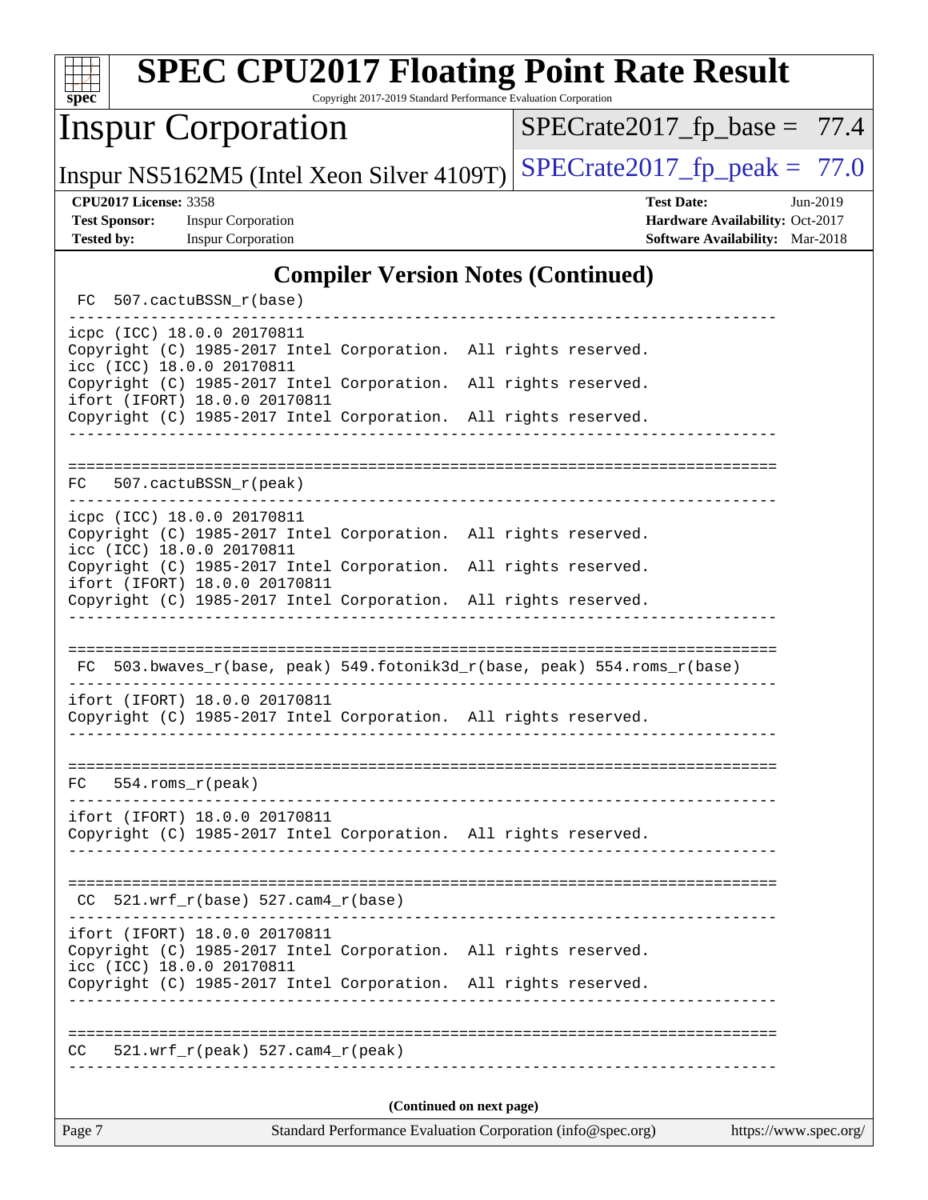## Compiler Version Notes (Continued)

```
 FC  507.cactuBSSN_r(base)
------------------------------------------------------------------------------
icpc (ICC) 18.0.0 20170811
Copyright (C) 1985-2017 Intel Corporation.  All rights reserved.
icc (ICC) 18.0.0 20170811
Copyright (C) 1985-2017 Intel Corporation.  All rights reserved.
ifort (IFORT) 18.0.0 20170811
Copyright (C) 1985-2017 Intel Corporation.  All rights reserved.
------------------------------------------------------------------------------

==============================================================================
FC   507.cactuBSSN_r(peak)
------------------------------------------------------------------------------
icpc (ICC) 18.0.0 20170811
Copyright (C) 1985-2017 Intel Corporation.  All rights reserved.
icc (ICC) 18.0.0 20170811
Copyright (C) 1985-2017 Intel Corporation.  All rights reserved.
ifort (IFORT) 18.0.0 20170811
Copyright (C) 1985-2017 Intel Corporation.  All rights reserved.
------------------------------------------------------------------------------

==============================================================================
 FC  503.bwaves_r(base, peak) 549.fotonik3d_r(base, peak) 554.roms_r(base)
------------------------------------------------------------------------------
ifort (IFORT) 18.0.0 20170811
Copyright (C) 1985-2017 Intel Corporation.  All rights reserved.
------------------------------------------------------------------------------

==============================================================================
FC   554.roms_r(peak)
------------------------------------------------------------------------------
ifort (IFORT) 18.0.0 20170811
Copyright (C) 1985-2017 Intel Corporation.  All rights reserved.
------------------------------------------------------------------------------

==============================================================================
 CC  521.wrf_r(base) 527.cam4_r(base)
------------------------------------------------------------------------------
ifort (IFORT) 18.0.0 20170811
Copyright (C) 1985-2017 Intel Corporation.  All rights reserved.
icc (ICC) 18.0.0 20170811
Copyright (C) 1985-2017 Intel Corporation.  All rights reserved.
------------------------------------------------------------------------------

==============================================================================
CC   521.wrf_r(peak) 527.cam4_r(peak)
------------------------------------------------------------------------------
```

**(Continued on next page)**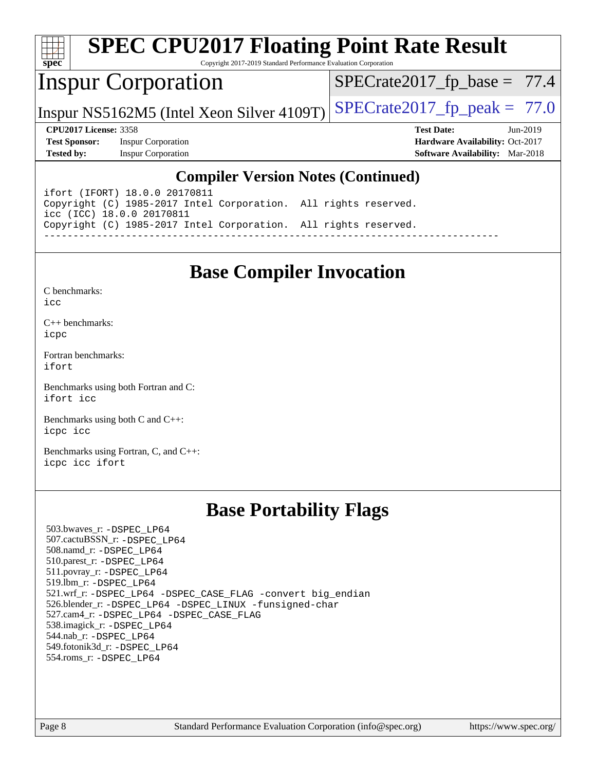# SPEC CPU2017 Floating Point Rate Result

Copyright 2017-2019 Standard Performance Evaluation Corporation

## Inspur Corporation

Inspur NS5162M5 (Intel Xeon Silver 4109T)

SPECrate2017_fp_base = 77.4

SPECrate2017_fp_peak = 77.0

**CPU2017 License:** 3358
**Test Sponsor:** Inspur Corporation
**Tested by:** Inspur Corporation

**Test Date:** Jun-2019
**Hardware Availability:** Oct-2017
**Software Availability:** Mar-2018

### Compiler Version Notes (Continued)

```
ifort (IFORT) 18.0.0 20170811
Copyright (C) 1985-2017 Intel Corporation.  All rights reserved.
icc (ICC) 18.0.0 20170811
Copyright (C) 1985-2017 Intel Corporation.  All rights reserved.
------------------------------------------------------------------------------
```

## Base Compiler Invocation

C benchmarks:
icc

C++ benchmarks:
icpc

Fortran benchmarks:
ifort

Benchmarks using both Fortran and C:
ifort icc

Benchmarks using both C and C++:
icpc icc

Benchmarks using Fortran, C, and C++:
icpc icc ifort

## Base Portability Flags

503.bwaves_r: -DSPEC_LP64
507.cactuBSSN_r: -DSPEC_LP64
508.namd_r: -DSPEC_LP64
510.parest_r: -DSPEC_LP64
511.povray_r: -DSPEC_LP64
519.lbm_r: -DSPEC_LP64
521.wrf_r: -DSPEC_LP64 -DSPEC_CASE_FLAG -convert big_endian
526.blender_r: -DSPEC_LP64 -DSPEC_LINUX -funsigned-char
527.cam4_r: -DSPEC_LP64 -DSPEC_CASE_FLAG
538.imagick_r: -DSPEC_LP64
544.nab_r: -DSPEC_LP64
549.fotonik3d_r: -DSPEC_LP64
554.roms_r: -DSPEC_LP64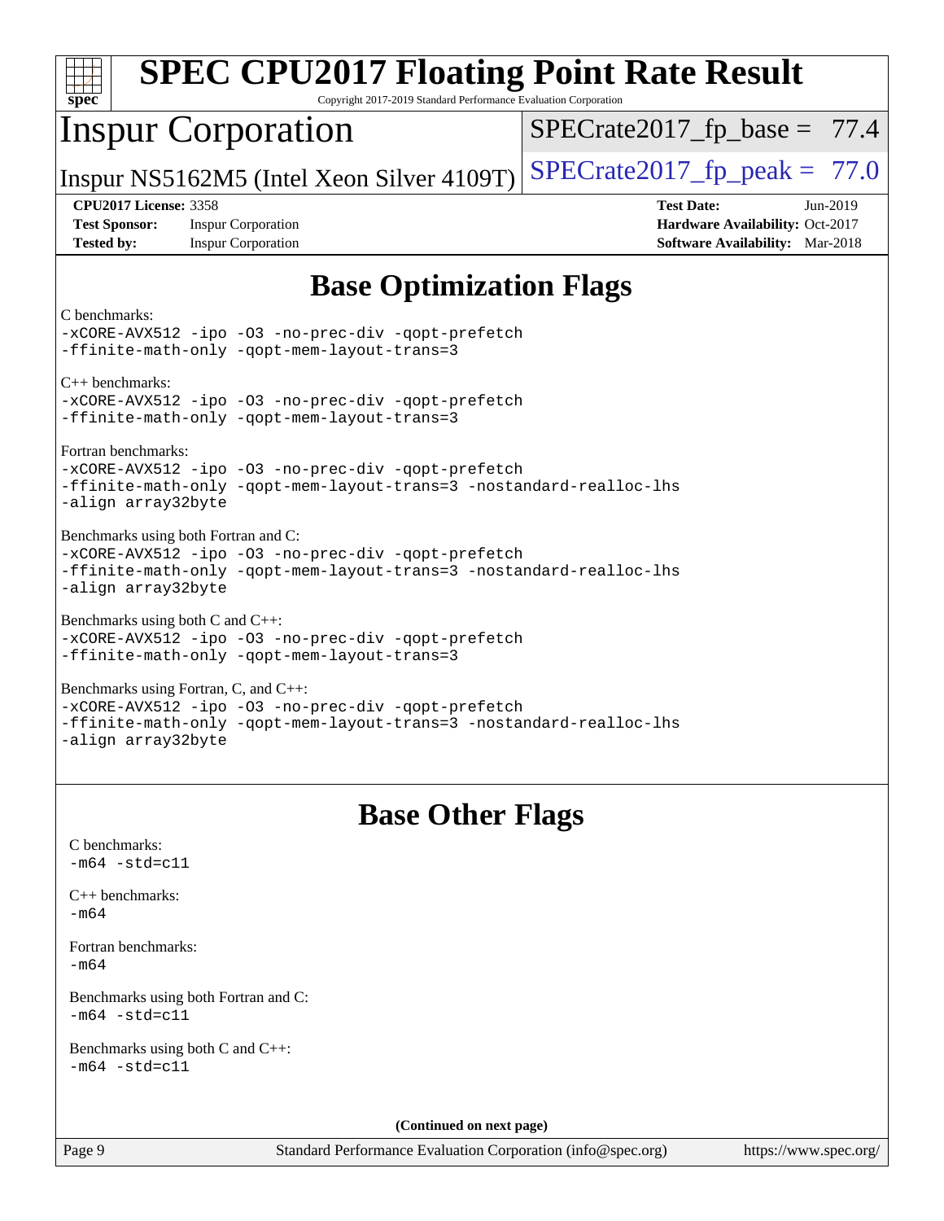# SPEC CPU2017 Floating Point Rate Result

Copyright 2017-2019 Standard Performance Evaluation Corporation

**Inspur Corporation**

Inspur NS5162M5 (Intel Xeon Silver 4109T)

SPECrate2017_fp_base = 77.4

SPECrate2017_fp_peak = 77.0

**CPU2017 License:** 3358
**Test Sponsor:** Inspur Corporation
**Tested by:** Inspur Corporation

**Test Date:** Jun-2019
**Hardware Availability:** Oct-2017
**Software Availability:** Mar-2018

## Base Optimization Flags

C benchmarks:
```
-xCORE-AVX512 -ipo -O3 -no-prec-div -qopt-prefetch
-ffinite-math-only -qopt-mem-layout-trans=3
```

C++ benchmarks:
```
-xCORE-AVX512 -ipo -O3 -no-prec-div -qopt-prefetch
-ffinite-math-only -qopt-mem-layout-trans=3
```

Fortran benchmarks:
```
-xCORE-AVX512 -ipo -O3 -no-prec-div -qopt-prefetch
-ffinite-math-only -qopt-mem-layout-trans=3 -nostandard-realloc-lhs
-align array32byte
```

Benchmarks using both Fortran and C:
```
-xCORE-AVX512 -ipo -O3 -no-prec-div -qopt-prefetch
-ffinite-math-only -qopt-mem-layout-trans=3 -nostandard-realloc-lhs
-align array32byte
```

Benchmarks using both C and C++:
```
-xCORE-AVX512 -ipo -O3 -no-prec-div -qopt-prefetch
-ffinite-math-only -qopt-mem-layout-trans=3
```

Benchmarks using Fortran, C, and C++:
```
-xCORE-AVX512 -ipo -O3 -no-prec-div -qopt-prefetch
-ffinite-math-only -qopt-mem-layout-trans=3 -nostandard-realloc-lhs
-align array32byte
```

## Base Other Flags

C benchmarks:
```
-m64 -std=c11
```

C++ benchmarks:
```
-m64
```

Fortran benchmarks:
```
-m64
```

Benchmarks using both Fortran and C:
```
-m64 -std=c11
```

Benchmarks using both C and C++:
```
-m64 -std=c11
```

**(Continued on next page)**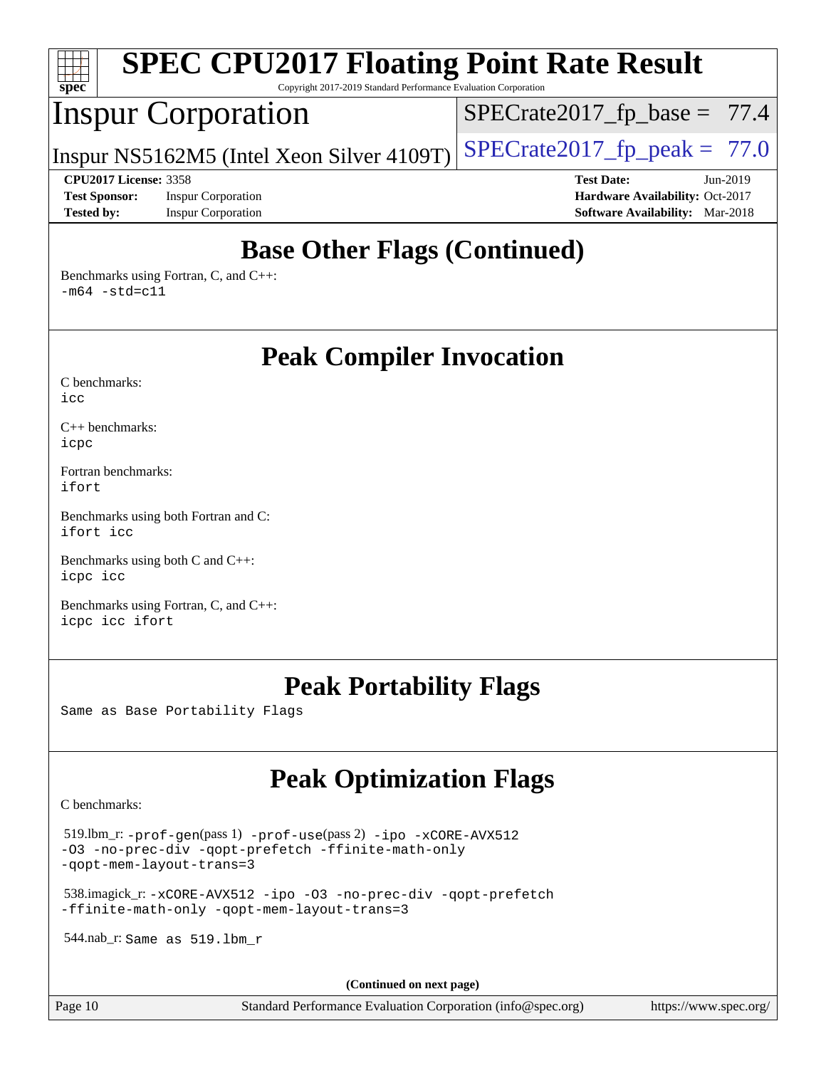# SPEC CPU2017 Floating Point Rate Result

Copyright 2017-2019 Standard Performance Evaluation Corporation

**Inspur Corporation**

Inspur NS5162M5 (Intel Xeon Silver 4109T)

SPECrate2017_fp_base = 77.4

SPECrate2017_fp_peak = 77.0

**CPU2017 License:** 3358
**Test Sponsor:** Inspur Corporation
**Tested by:** Inspur Corporation

**Test Date:** Jun-2019
**Hardware Availability:** Oct-2017
**Software Availability:** Mar-2018

## Base Other Flags (Continued)

Benchmarks using Fortran, C, and C++:
-m64 -std=c11

## Peak Compiler Invocation

C benchmarks:
icc

C++ benchmarks:
icpc

Fortran benchmarks:
ifort

Benchmarks using both Fortran and C:
ifort icc

Benchmarks using both C and C++:
icpc icc

Benchmarks using Fortran, C, and C++:
icpc icc ifort

## Peak Portability Flags

Same as Base Portability Flags

## Peak Optimization Flags

C benchmarks:

519.lbm_r: -prof-gen(pass 1) -prof-use(pass 2) -ipo -xCORE-AVX512 -O3 -no-prec-div -qopt-prefetch -ffinite-math-only -qopt-mem-layout-trans=3

538.imagick_r: -xCORE-AVX512 -ipo -O3 -no-prec-div -qopt-prefetch -ffinite-math-only -qopt-mem-layout-trans=3

544.nab_r: Same as 519.lbm_r

**(Continued on next page)**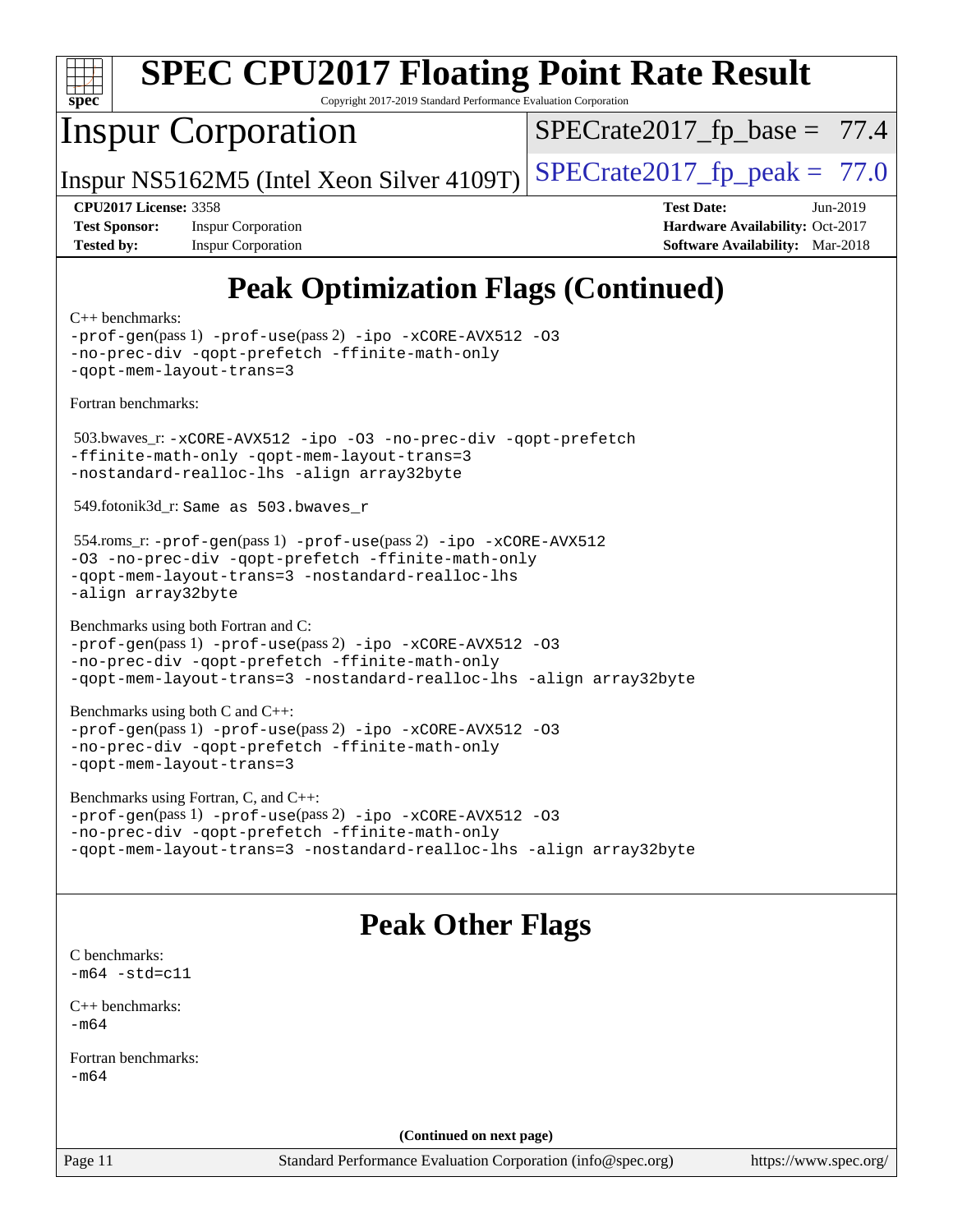# SPEC CPU2017 Floating Point Rate Result

Copyright 2017-2019 Standard Performance Evaluation Corporation

## Inspur Corporation

Inspur NS5162M5 (Intel Xeon Silver 4109T)

SPECrate2017_fp_base = 77.4

SPECrate2017_fp_peak = 77.0

**CPU2017 License:** 3358
**Test Sponsor:** Inspur Corporation
**Tested by:** Inspur Corporation

**Test Date:** Jun-2019
**Hardware Availability:** Oct-2017
**Software Availability:** Mar-2018

## Peak Optimization Flags (Continued)

C++ benchmarks:
```
-prof-gen(pass 1) -prof-use(pass 2) -ipo -xCORE-AVX512 -O3
-no-prec-div -qopt-prefetch -ffinite-math-only
-qopt-mem-layout-trans=3
```

Fortran benchmarks:

503.bwaves_r:
```
-xCORE-AVX512 -ipo -O3 -no-prec-div -qopt-prefetch
-ffinite-math-only -qopt-mem-layout-trans=3
-nostandard-realloc-lhs -align array32byte
```

549.fotonik3d_r: Same as 503.bwaves_r

554.roms_r:
```
-prof-gen(pass 1) -prof-use(pass 2) -ipo -xCORE-AVX512
-O3 -no-prec-div -qopt-prefetch -ffinite-math-only
-qopt-mem-layout-trans=3 -nostandard-realloc-lhs
-align array32byte
```

Benchmarks using both Fortran and C:
```
-prof-gen(pass 1) -prof-use(pass 2) -ipo -xCORE-AVX512 -O3
-no-prec-div -qopt-prefetch -ffinite-math-only
-qopt-mem-layout-trans=3 -nostandard-realloc-lhs -align array32byte
```

Benchmarks using both C and C++:
```
-prof-gen(pass 1) -prof-use(pass 2) -ipo -xCORE-AVX512 -O3
-no-prec-div -qopt-prefetch -ffinite-math-only
-qopt-mem-layout-trans=3
```

Benchmarks using Fortran, C, and C++:
```
-prof-gen(pass 1) -prof-use(pass 2) -ipo -xCORE-AVX512 -O3
-no-prec-div -qopt-prefetch -ffinite-math-only
-qopt-mem-layout-trans=3 -nostandard-realloc-lhs -align array32byte
```

## Peak Other Flags

C benchmarks:
```
-m64 -std=c11
```

C++ benchmarks:
```
-m64
```

Fortran benchmarks:
```
-m64
```

**(Continued on next page)**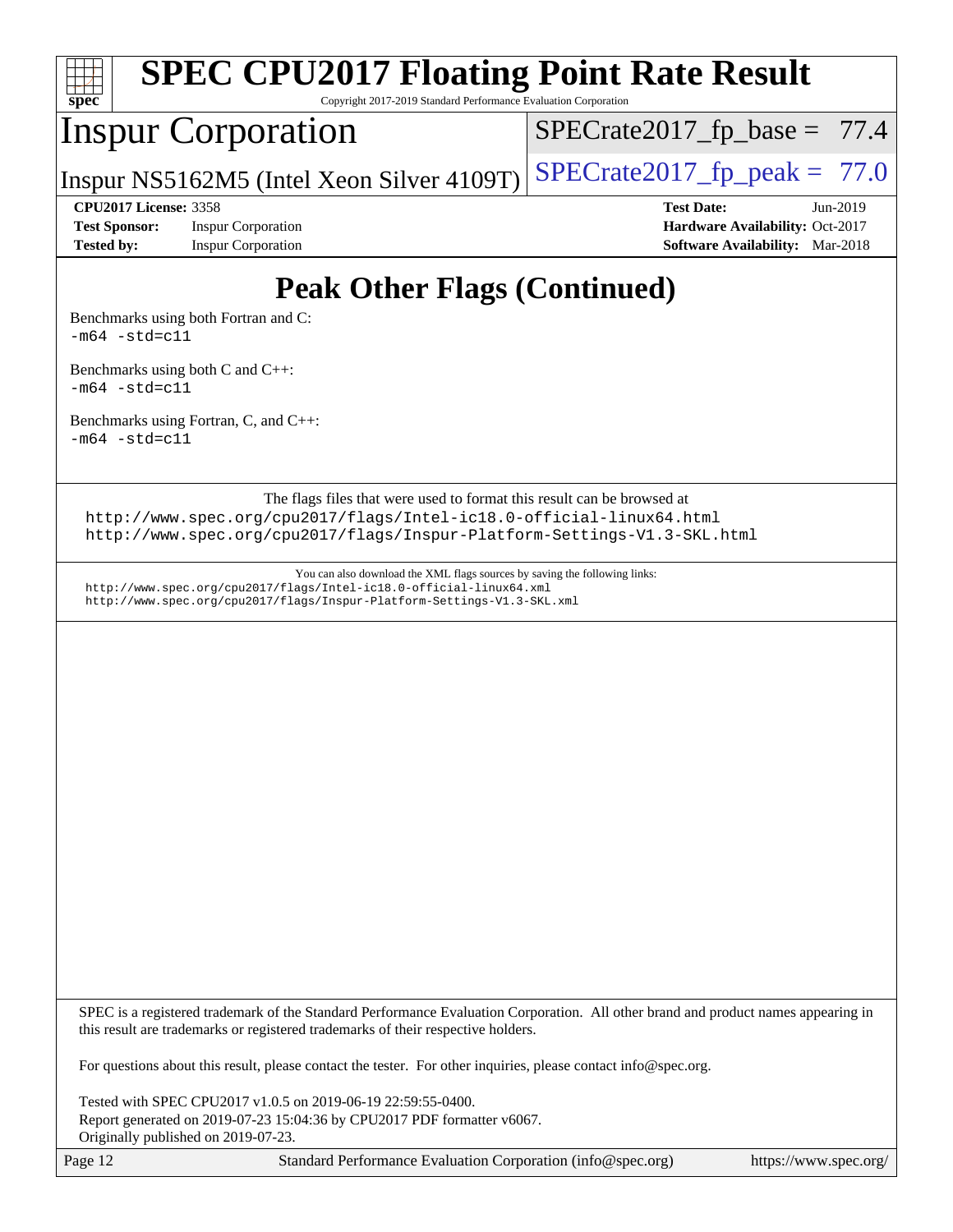## Peak Other Flags (Continued)

Benchmarks using both Fortran and C:
-m64 -std=c11

Benchmarks using both C and C++:
-m64 -std=c11

Benchmarks using Fortran, C, and C++:
-m64 -std=c11

The flags files that were used to format this result can be browsed at
http://www.spec.org/cpu2017/flags/Intel-ic18.0-official-linux64.html
http://www.spec.org/cpu2017/flags/Inspur-Platform-Settings-V1.3-SKL.html

You can also download the XML flags sources by saving the following links:
http://www.spec.org/cpu2017/flags/Intel-ic18.0-official-linux64.xml
http://www.spec.org/cpu2017/flags/Inspur-Platform-Settings-V1.3-SKL.xml

SPEC is a registered trademark of the Standard Performance Evaluation Corporation. All other brand and product names appearing in this result are trademarks or registered trademarks of their respective holders.

For questions about this result, please contact the tester. For other inquiries, please contact info@spec.org.

Tested with SPEC CPU2017 v1.0.5 on 2019-06-19 22:59:55-0400.
Report generated on 2019-07-23 15:04:36 by CPU2017 PDF formatter v6067.
Originally published on 2019-07-23.